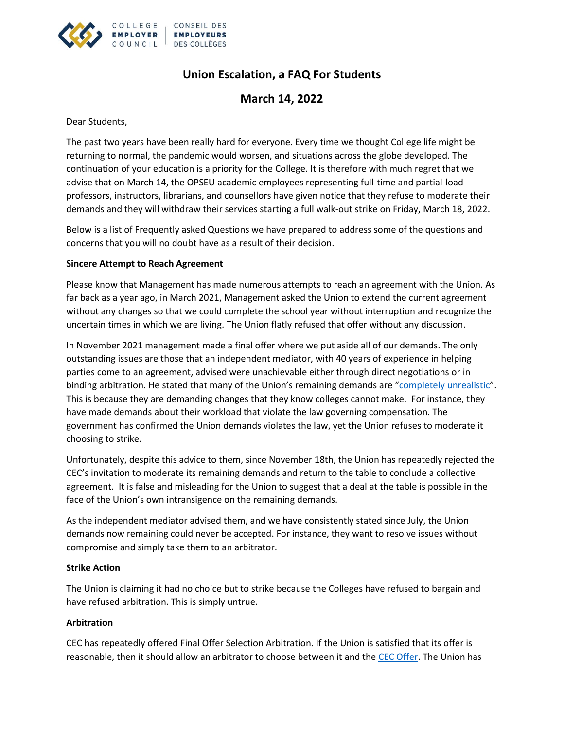COLLEGE EMPLOYER COUNCIL | CONSEIL DES EMPLOYEURS DES COLLÈGES

# Union Escalation, a FAQ For Students

## March 14, 2022

Dear Students,

The past two years have been really hard for everyone. Every time we thought College life might be returning to normal, the pandemic would worsen, and situations across the globe developed. The continuation of your education is a priority for the College. It is therefore with much regret that we advise that on March 14, the OPSEU academic employees representing full-time and partial-load professors, instructors, librarians, and counsellors have given notice that they refuse to moderate their demands and they will withdraw their services starting a full walk-out strike on Friday, March 18, 2022.

Below is a list of Frequently asked Questions we have prepared to address some of the questions and concerns that you will no doubt have as a result of their decision.

**Sincere Attempt to Reach Agreement**

Please know that Management has made numerous attempts to reach an agreement with the Union. As far back as a year ago, in March 2021, Management asked the Union to extend the current agreement without any changes so that we could complete the school year without interruption and recognize the uncertain times in which we are living. The Union flatly refused that offer without any discussion.

In November 2021 management made a final offer where we put aside all of our demands. The only outstanding issues are those that an independent mediator, with 40 years of experience in helping parties come to an agreement, advised were unachievable either through direct negotiations or in binding arbitration. He stated that many of the Union's remaining demands are "completely unrealistic". This is because they are demanding changes that they know colleges cannot make. For instance, they have made demands about their workload that violate the law governing compensation. The government has confirmed the Union demands violates the law, yet the Union refuses to moderate it choosing to strike.

Unfortunately, despite this advice to them, since November 18th, the Union has repeatedly rejected the CEC's invitation to moderate its remaining demands and return to the table to conclude a collective agreement. It is false and misleading for the Union to suggest that a deal at the table is possible in the face of the Union's own intransigence on the remaining demands.

As the independent mediator advised them, and we have consistently stated since July, the Union demands now remaining could never be accepted. For instance, they want to resolve issues without compromise and simply take them to an arbitrator.

**Strike Action**

The Union is claiming it had no choice but to strike because the Colleges have refused to bargain and have refused arbitration. This is simply untrue.

**Arbitration**

CEC has repeatedly offered Final Offer Selection Arbitration. If the Union is satisfied that its offer is reasonable, then it should allow an arbitrator to choose between it and the CEC Offer. The Union has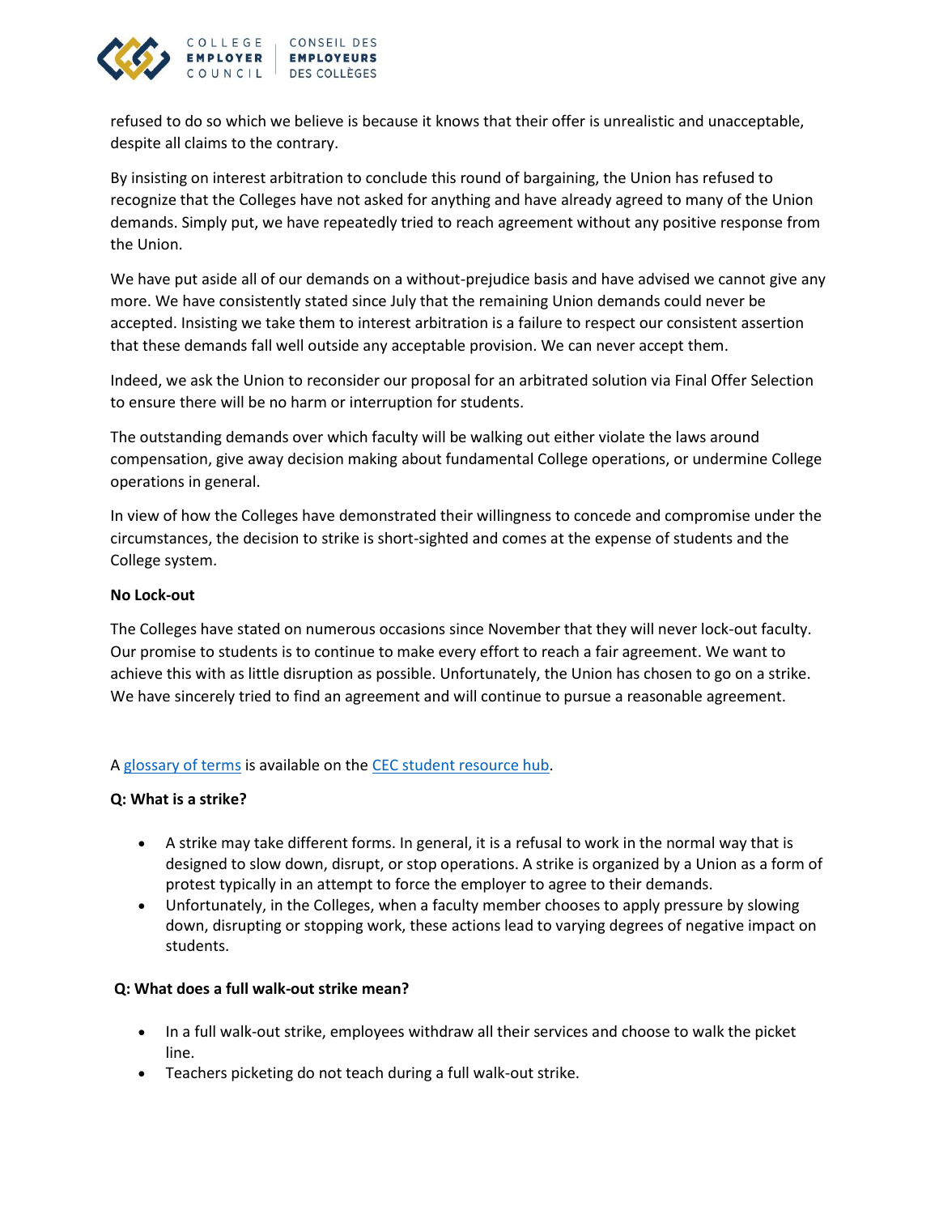refused to do so which we believe is because it knows that their offer is unrealistic and unacceptable, despite all claims to the contrary.

By insisting on interest arbitration to conclude this round of bargaining, the Union has refused to recognize that the Colleges have not asked for anything and have already agreed to many of the Union demands. Simply put, we have repeatedly tried to reach agreement without any positive response from the Union.

We have put aside all of our demands on a without-prejudice basis and have advised we cannot give any more. We have consistently stated since July that the remaining Union demands could never be accepted. Insisting we take them to interest arbitration is a failure to respect our consistent assertion that these demands fall well outside any acceptable provision. We can never accept them.

Indeed, we ask the Union to reconsider our proposal for an arbitrated solution via Final Offer Selection to ensure there will be no harm or interruption for students.

The outstanding demands over which faculty will be walking out either violate the laws around compensation, give away decision making about fundamental College operations, or undermine College operations in general.

In view of how the Colleges have demonstrated their willingness to concede and compromise under the circumstances, the decision to strike is short-sighted and comes at the expense of students and the College system.

**No Lock-out**

The Colleges have stated on numerous occasions since November that they will never lock-out faculty. Our promise to students is to continue to make every effort to reach a fair agreement. We want to achieve this with as little disruption as possible. Unfortunately, the Union has chosen to go on a strike. We have sincerely tried to find an agreement and will continue to pursue a reasonable agreement.

A [glossary of terms]() is available on the [CEC student resource hub]().

**Q: What is a strike?**

- A strike may take different forms. In general, it is a refusal to work in the normal way that is designed to slow down, disrupt, or stop operations. A strike is organized by a Union as a form of protest typically in an attempt to force the employer to agree to their demands.
- Unfortunately, in the Colleges, when a faculty member chooses to apply pressure by slowing down, disrupting or stopping work, these actions lead to varying degrees of negative impact on students.

**Q: What does a full walk-out strike mean?**

- In a full walk-out strike, employees withdraw all their services and choose to walk the picket line.
- Teachers picketing do not teach during a full walk-out strike.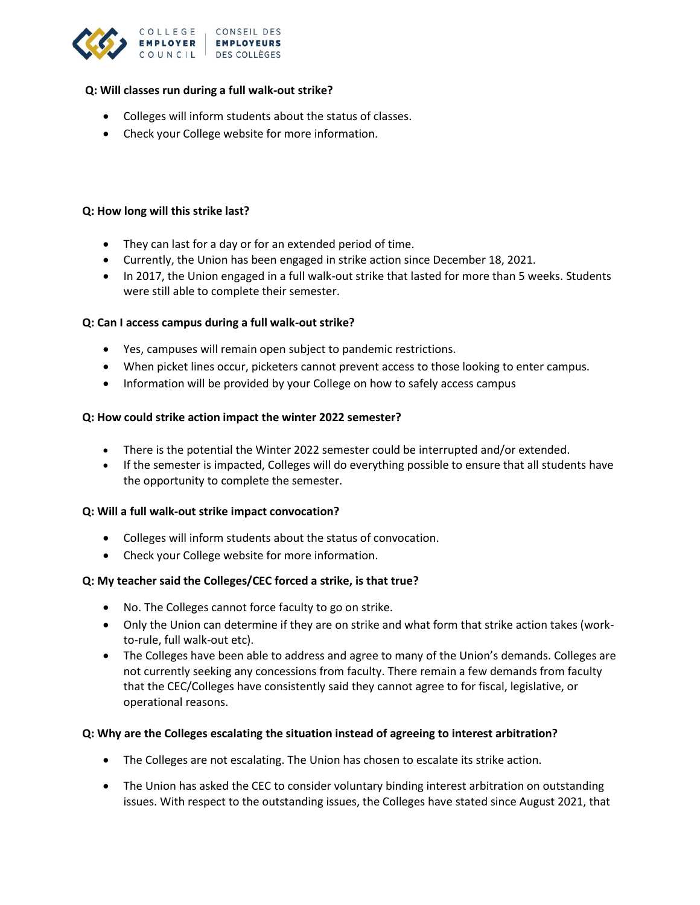**Q: Will classes run during a full walk-out strike?**

- Colleges will inform students about the status of classes.
- Check your College website for more information.

**Q: How long will this strike last?**

- They can last for a day or for an extended period of time.
- Currently, the Union has been engaged in strike action since December 18, 2021.
- In 2017, the Union engaged in a full walk-out strike that lasted for more than 5 weeks. Students were still able to complete their semester.

**Q: Can I access campus during a full walk-out strike?**

- Yes, campuses will remain open subject to pandemic restrictions.
- When picket lines occur, picketers cannot prevent access to those looking to enter campus.
- Information will be provided by your College on how to safely access campus

**Q: How could strike action impact the winter 2022 semester?**

- There is the potential the Winter 2022 semester could be interrupted and/or extended.
- If the semester is impacted, Colleges will do everything possible to ensure that all students have the opportunity to complete the semester.

**Q: Will a full walk-out strike impact convocation?**

- Colleges will inform students about the status of convocation.
- Check your College website for more information.

**Q: My teacher said the Colleges/CEC forced a strike, is that true?**

- No. The Colleges cannot force faculty to go on strike.
- Only the Union can determine if they are on strike and what form that strike action takes (work-to-rule, full walk-out etc).
- The Colleges have been able to address and agree to many of the Union's demands. Colleges are not currently seeking any concessions from faculty. There remain a few demands from faculty that the CEC/Colleges have consistently said they cannot agree to for fiscal, legislative, or operational reasons.

**Q: Why are the Colleges escalating the situation instead of agreeing to interest arbitration?**

- The Colleges are not escalating. The Union has chosen to escalate its strike action.
- The Union has asked the CEC to consider voluntary binding interest arbitration on outstanding issues. With respect to the outstanding issues, the Colleges have stated since August 2021, that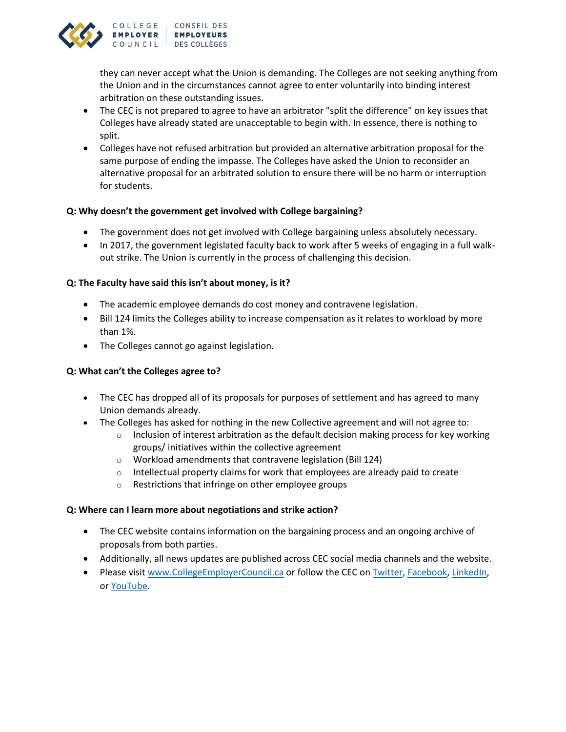they can never accept what the Union is demanding. The Colleges are not seeking anything from the Union and in the circumstances cannot agree to enter voluntarily into binding interest arbitration on these outstanding issues.

- The CEC is not prepared to agree to have an arbitrator "split the difference" on key issues that Colleges have already stated are unacceptable to begin with. In essence, there is nothing to split.
- Colleges have not refused arbitration but provided an alternative arbitration proposal for the same purpose of ending the impasse. The Colleges have asked the Union to reconsider an alternative proposal for an arbitrated solution to ensure there will be no harm or interruption for students.

**Q: Why doesn't the government get involved with College bargaining?**

- The government does not get involved with College bargaining unless absolutely necessary.
- In 2017, the government legislated faculty back to work after 5 weeks of engaging in a full walk-out strike. The Union is currently in the process of challenging this decision.

**Q: The Faculty have said this isn't about money, is it?**

- The academic employee demands do cost money and contravene legislation.
- Bill 124 limits the Colleges ability to increase compensation as it relates to workload by more than 1%.
- The Colleges cannot go against legislation.

**Q: What can't the Colleges agree to?**

- The CEC has dropped all of its proposals for purposes of settlement and has agreed to many Union demands already.
- The Colleges has asked for nothing in the new Collective agreement and will not agree to:
  - Inclusion of interest arbitration as the default decision making process for key working groups/ initiatives within the collective agreement
  - Workload amendments that contravene legislation (Bill 124)
  - Intellectual property claims for work that employees are already paid to create
  - Restrictions that infringe on other employee groups

**Q: Where can I learn more about negotiations and strike action?**

- The CEC website contains information on the bargaining process and an ongoing archive of proposals from both parties.
- Additionally, all news updates are published across CEC social media channels and the website.
- Please visit www.CollegeEmployerCouncil.ca or follow the CEC on Twitter, Facebook, LinkedIn, or YouTube.